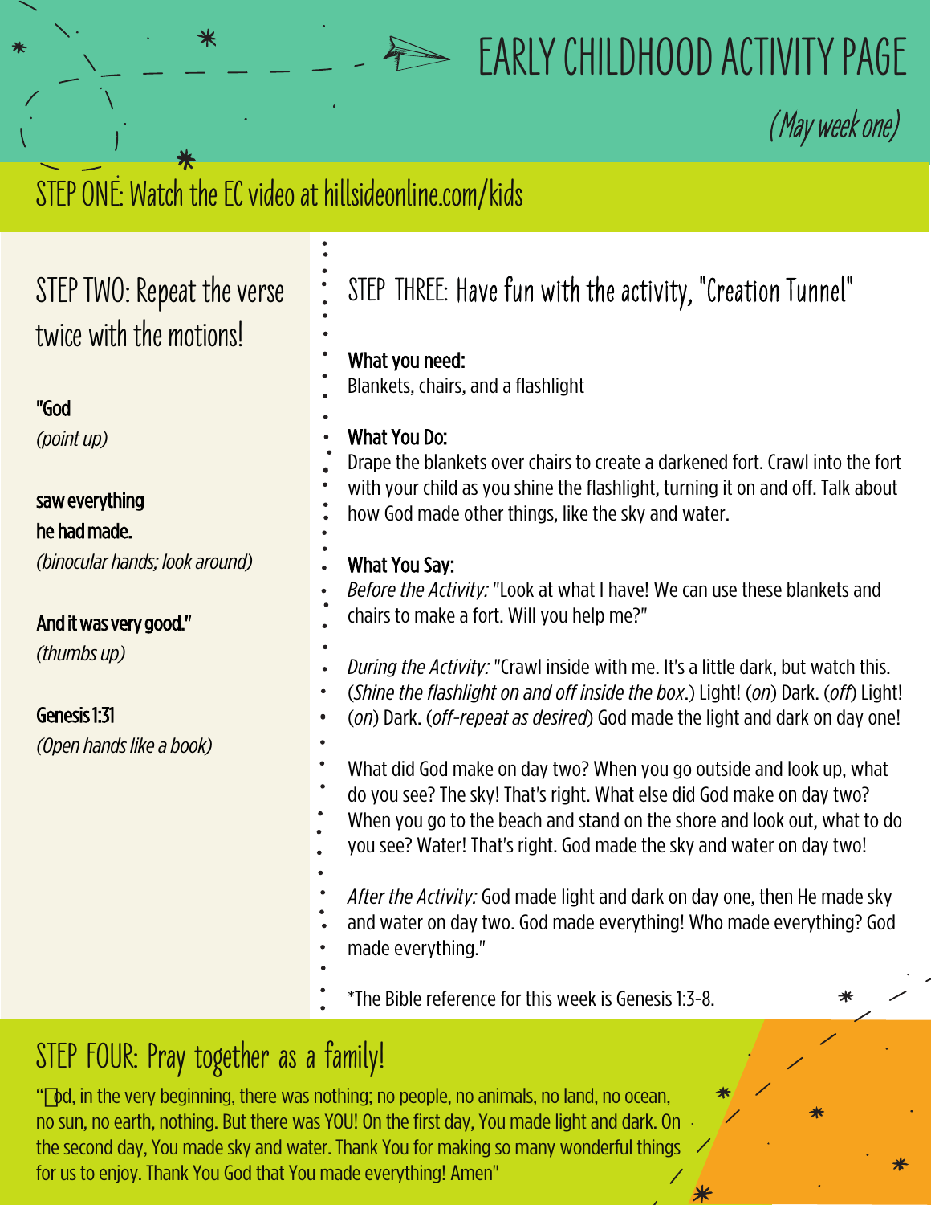# EARLY CHILDHOOD ACTIVITY PAGE

*(May week one)*

## STEP ONE: Watch the EC video at hillsideonline.com/kids

## STEP TWO: Repeat the verse twice with the motions!

**"God**
*(point up)*

**saw everything he had made.**
*(binocular hands; look around)*

**And it was very good."**
*(thumbs up)*

**Genesis 1:31**
*(Open hands like a book)*

## STEP THREE: Have fun with the activity, "Creation Tunnel"

**What you need:**
Blankets, chairs, and a flashlight

**What You Do:**
Drape the blankets over chairs to create a darkened fort. Crawl into the fort with your child as you shine the flashlight, turning it on and off. Talk about how God made other things, like the sky and water.

**What You Say:**
*Before the Activity:* "Look at what I have! We can use these blankets and chairs to make a fort. Will you help me?"

*During the Activity:* "Crawl inside with me. It's a little dark, but watch this. (*Shine the flashlight on and off inside the box*.) Light! (*on*) Dark. (*off*) Light! (*on*) Dark. (*off-repeat as desired*) God made the light and dark on day one!

What did God make on day two? When you go outside and look up, what do you see? The sky! That's right. What else did God make on day two? When you go to the beach and stand on the shore and look out, what to do you see? Water! That's right. God made the sky and water on day two!

*After the Activity:* God made light and dark on day one, then He made sky and water on day two. God made everything! Who made everything? God made everything."

*The Bible reference for this week is Genesis 1:3-8.

## STEP FOUR: Pray together as a family!

"God, in the very beginning, there was nothing; no people, no animals, no land, no ocean, no sun, no earth, nothing. But there was YOU! On the first day, You made light and dark. On the second day, You made sky and water. Thank You for making so many wonderful things for us to enjoy. Thank You God that You made everything! Amen"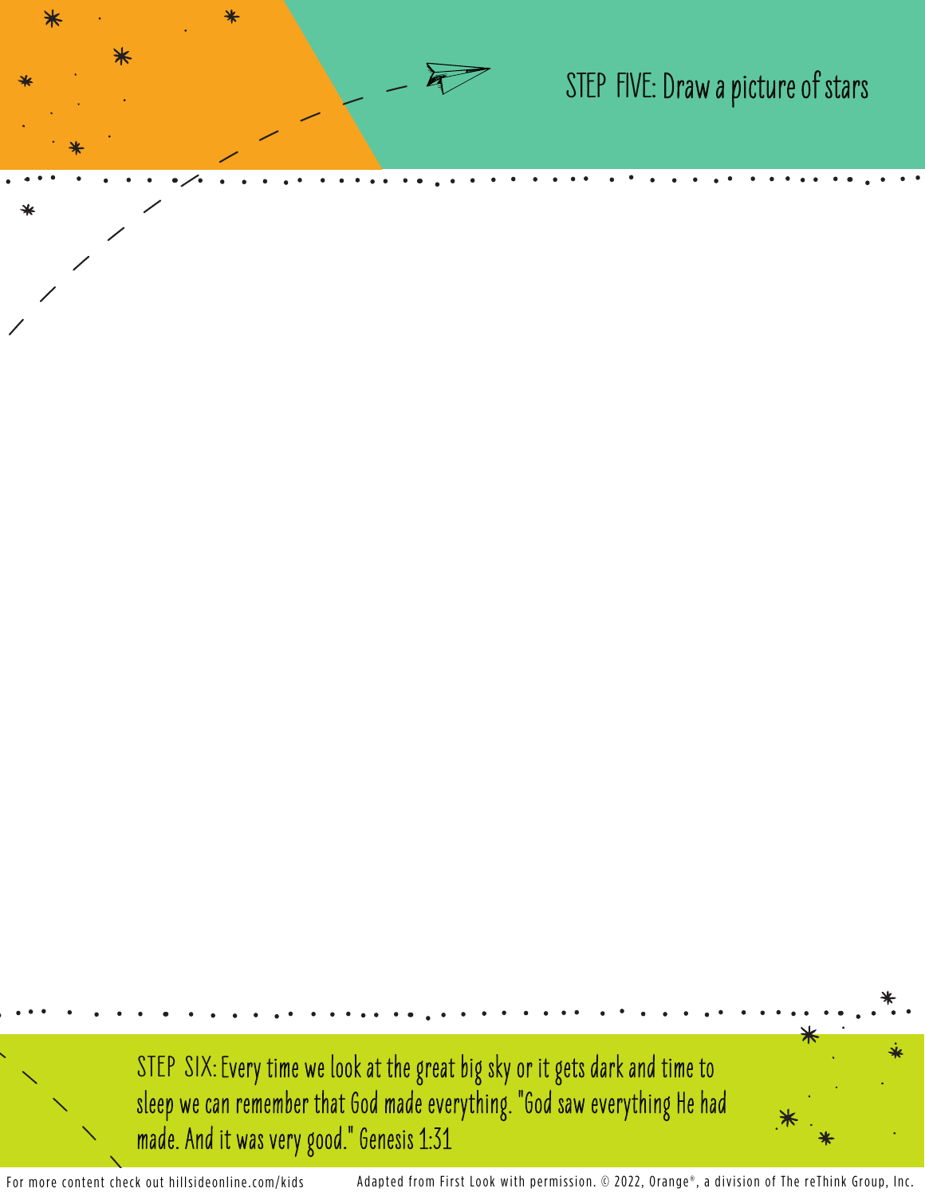STEP FIVE: Draw a picture of stars

STEP SIX: Every time we look at the great big sky or it gets dark and time to sleep we can remember that God made everything. "God saw everything He had made. And it was very good." Genesis 1:31

For more content check out hillsideonline.com/kids

Adapted from First Look with permission. © 2022, Orange®, a division of The reThink Group, Inc.